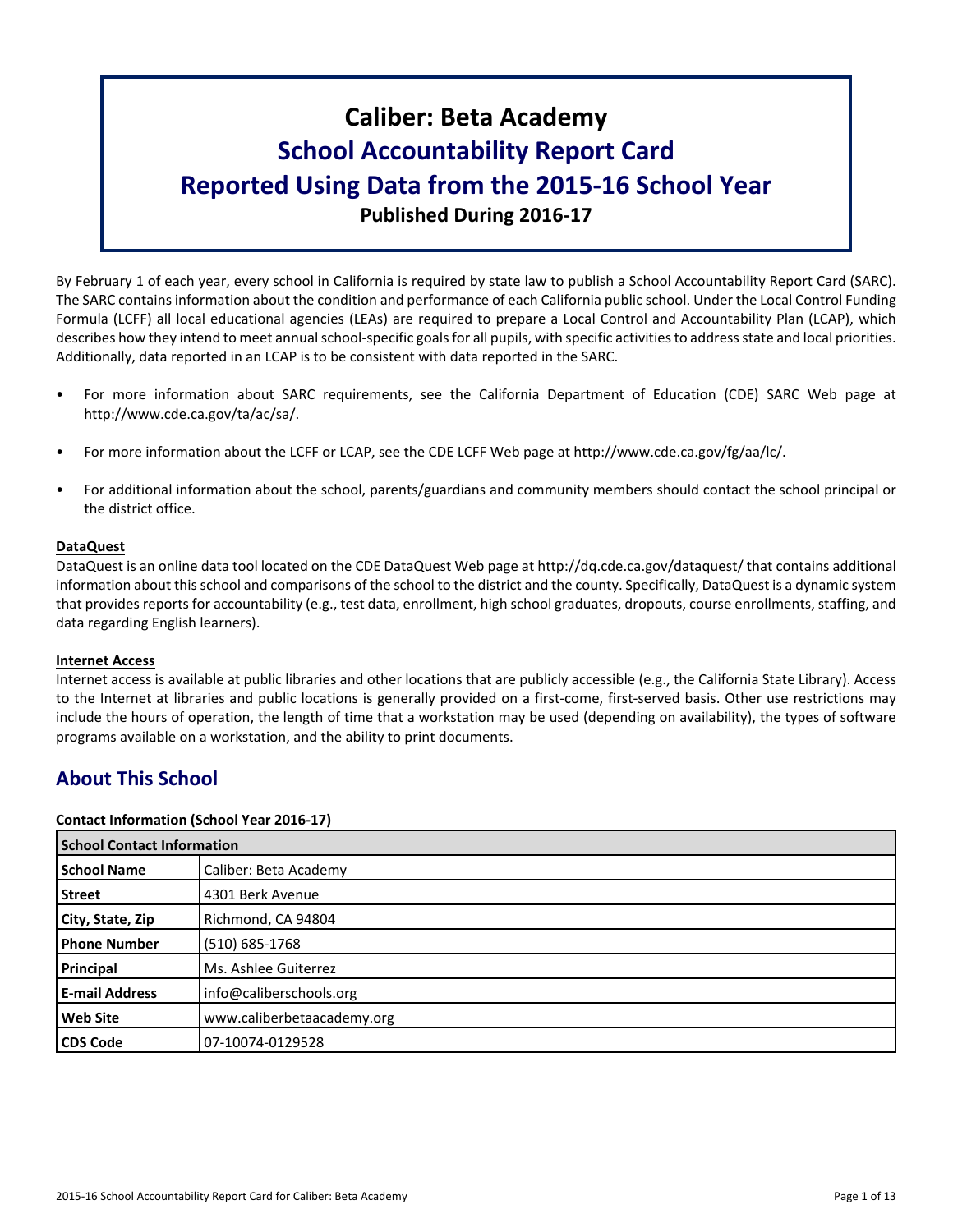# Caliber: Beta Academy

## School Accountability Report Card

## Reported Using Data from the 2015-16 School Year

**Published During 2016-17**

By February 1 of each year, every school in California is required by state law to publish a School Accountability Report Card (SARC). The SARC contains information about the condition and performance of each California public school. Under the Local Control Funding Formula (LCFF) all local educational agencies (LEAs) are required to prepare a Local Control and Accountability Plan (LCAP), which describes how they intend to meet annual school-specific goals for all pupils, with specific activities to address state and local priorities. Additionally, data reported in an LCAP is to be consistent with data reported in the SARC.

- For more information about SARC requirements, see the California Department of Education (CDE) SARC Web page at http://www.cde.ca.gov/ta/ac/sa/.
- For more information about the LCFF or LCAP, see the CDE LCFF Web page at http://www.cde.ca.gov/fg/aa/lc/.
- For additional information about the school, parents/guardians and community members should contact the school principal or the district office.

**DataQuest**

DataQuest is an online data tool located on the CDE DataQuest Web page at http://dq.cde.ca.gov/dataquest/ that contains additional information about this school and comparisons of the school to the district and the county. Specifically, DataQuest is a dynamic system that provides reports for accountability (e.g., test data, enrollment, high school graduates, dropouts, course enrollments, staffing, and data regarding English learners).

**Internet Access**

Internet access is available at public libraries and other locations that are publicly accessible (e.g., the California State Library). Access to the Internet at libraries and public locations is generally provided on a first-come, first-served basis. Other use restrictions may include the hours of operation, the length of time that a workstation may be used (depending on availability), the types of software programs available on a workstation, and the ability to print documents.

## About This School

**Contact Information (School Year 2016-17)**

| School Contact Information | |
|---|---|
| **School Name** | Caliber: Beta Academy |
| **Street** | 4301 Berk Avenue |
| **City, State, Zip** | Richmond, CA 94804 |
| **Phone Number** | (510) 685-1768 |
| **Principal** | Ms. Ashlee Guiterrez |
| **E-mail Address** | info@caliberschools.org |
| **Web Site** | www.caliberbetaacademy.org |
| **CDS Code** | 07-10074-0129528 |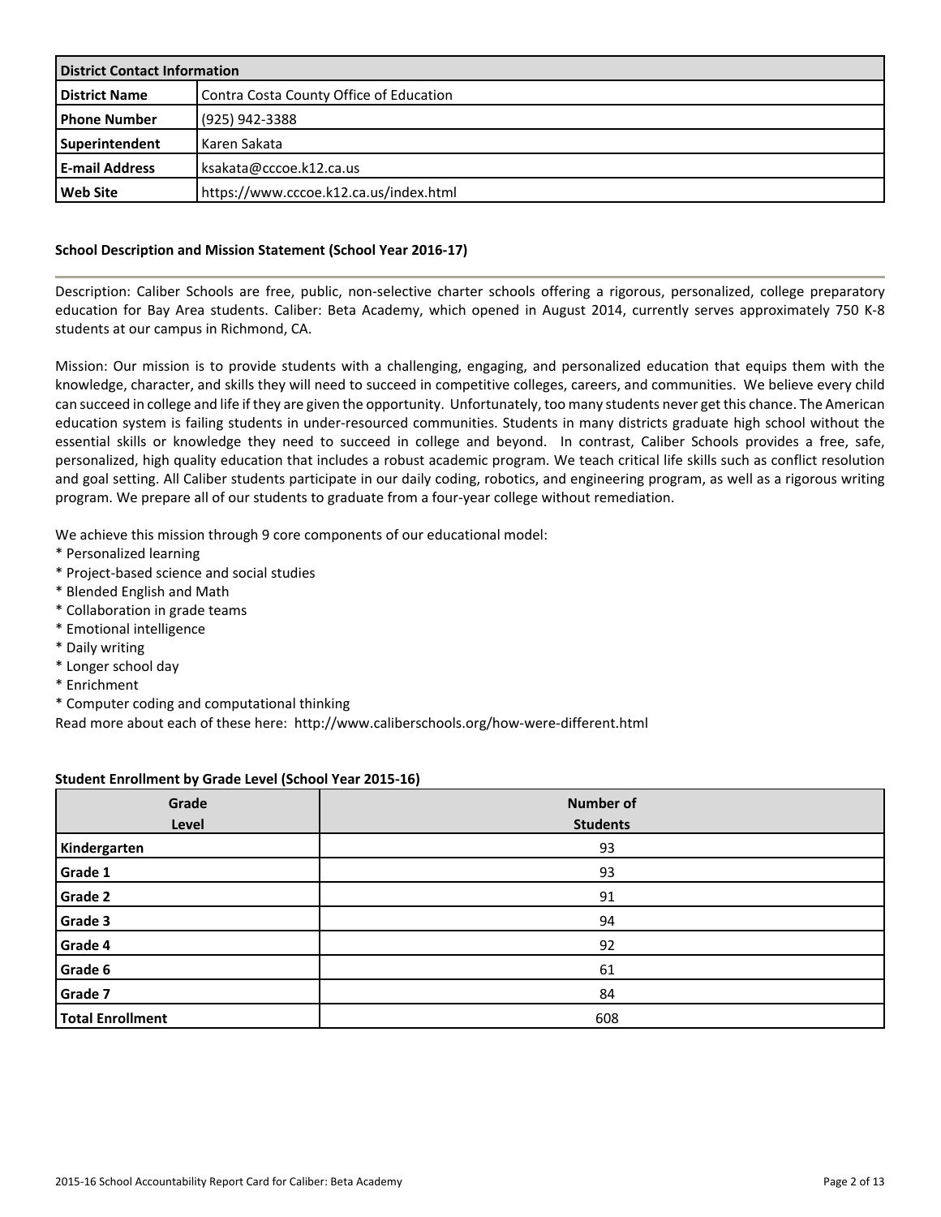| District Contact Information | |
|---|---|
| **District Name** | Contra Costa County Office of Education |
| **Phone Number** | (925) 942-3388 |
| **Superintendent** | Karen Sakata |
| **E-mail Address** | ksakata@cccoe.k12.ca.us |
| **Web Site** | https://www.cccoe.k12.ca.us/index.html |

## School Description and Mission Statement (School Year 2016-17)

Description: Caliber Schools are free, public, non-selective charter schools offering a rigorous, personalized, college preparatory education for Bay Area students. Caliber: Beta Academy, which opened in August 2014, currently serves approximately 750 K-8 students at our campus in Richmond, CA.

Mission: Our mission is to provide students with a challenging, engaging, and personalized education that equips them with the knowledge, character, and skills they will need to succeed in competitive colleges, careers, and communities. We believe every child can succeed in college and life if they are given the opportunity. Unfortunately, too many students never get this chance. The American education system is failing students in under-resourced communities. Students in many districts graduate high school without the essential skills or knowledge they need to succeed in college and beyond. In contrast, Caliber Schools provides a free, safe, personalized, high quality education that includes a robust academic program. We teach critical life skills such as conflict resolution and goal setting. All Caliber students participate in our daily coding, robotics, and engineering program, as well as a rigorous writing program. We prepare all of our students to graduate from a four-year college without remediation.

We achieve this mission through 9 core components of our educational model:
* Personalized learning
* Project-based science and social studies
* Blended English and Math
* Collaboration in grade teams
* Emotional intelligence
* Daily writing
* Longer school day
* Enrichment
* Computer coding and computational thinking

Read more about each of these here: http://www.caliberschools.org/how-were-different.html

## Student Enrollment by Grade Level (School Year 2015-16)

| Grade Level | Number of Students |
|---|---|
| **Kindergarten** | 93 |
| **Grade 1** | 93 |
| **Grade 2** | 91 |
| **Grade 3** | 94 |
| **Grade 4** | 92 |
| **Grade 6** | 61 |
| **Grade 7** | 84 |
| **Total Enrollment** | 608 |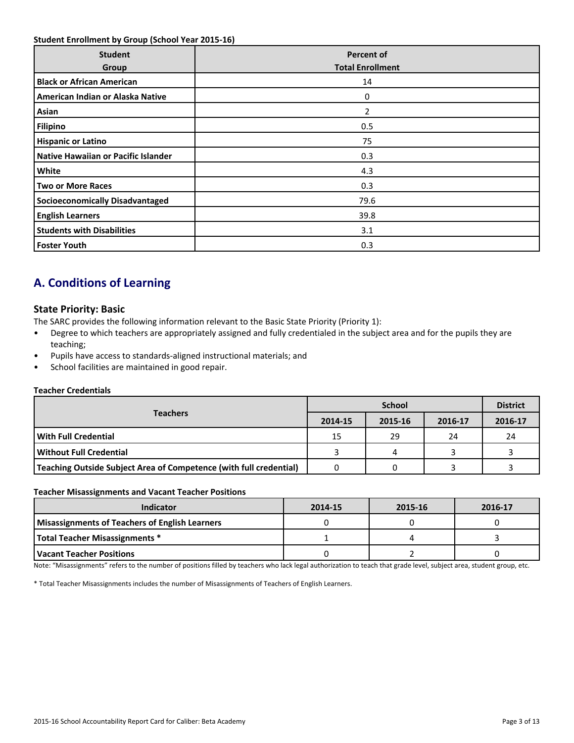**Student Enrollment by Group (School Year 2015-16)**

| Student Group | Percent of Total Enrollment |
| --- | --- |
| **Black or African American** | 14 |
| **American Indian or Alaska Native** | 0 |
| **Asian** | 2 |
| **Filipino** | 0.5 |
| **Hispanic or Latino** | 75 |
| **Native Hawaiian or Pacific Islander** | 0.3 |
| **White** | 4.3 |
| **Two or More Races** | 0.3 |
| **Socioeconomically Disadvantaged** | 79.6 |
| **English Learners** | 39.8 |
| **Students with Disabilities** | 3.1 |
| **Foster Youth** | 0.3 |

## A. Conditions of Learning

### State Priority: Basic

The SARC provides the following information relevant to the Basic State Priority (Priority 1):

- Degree to which teachers are appropriately assigned and fully credentialed in the subject area and for the pupils they are teaching;
- Pupils have access to standards-aligned instructional materials; and
- School facilities are maintained in good repair.

**Teacher Credentials**

| Teachers | School | | | District |
| --- | --- | --- | --- | --- |
| | 2014-15 | 2015-16 | 2016-17 | 2016-17 |
| **With Full Credential** | 15 | 29 | 24 | 24 |
| **Without Full Credential** | 3 | 4 | 3 | 3 |
| **Teaching Outside Subject Area of Competence (with full credential)** | 0 | 0 | 3 | 3 |

**Teacher Misassignments and Vacant Teacher Positions**

| Indicator | 2014-15 | 2015-16 | 2016-17 |
| --- | --- | --- | --- |
| **Misassignments of Teachers of English Learners** | 0 | 0 | 0 |
| **Total Teacher Misassignments *** | 1 | 4 | 3 |
| **Vacant Teacher Positions** | 0 | 2 | 0 |

Note: "Misassignments" refers to the number of positions filled by teachers who lack legal authorization to teach that grade level, subject area, student group, etc.

* Total Teacher Misassignments includes the number of Misassignments of Teachers of English Learners.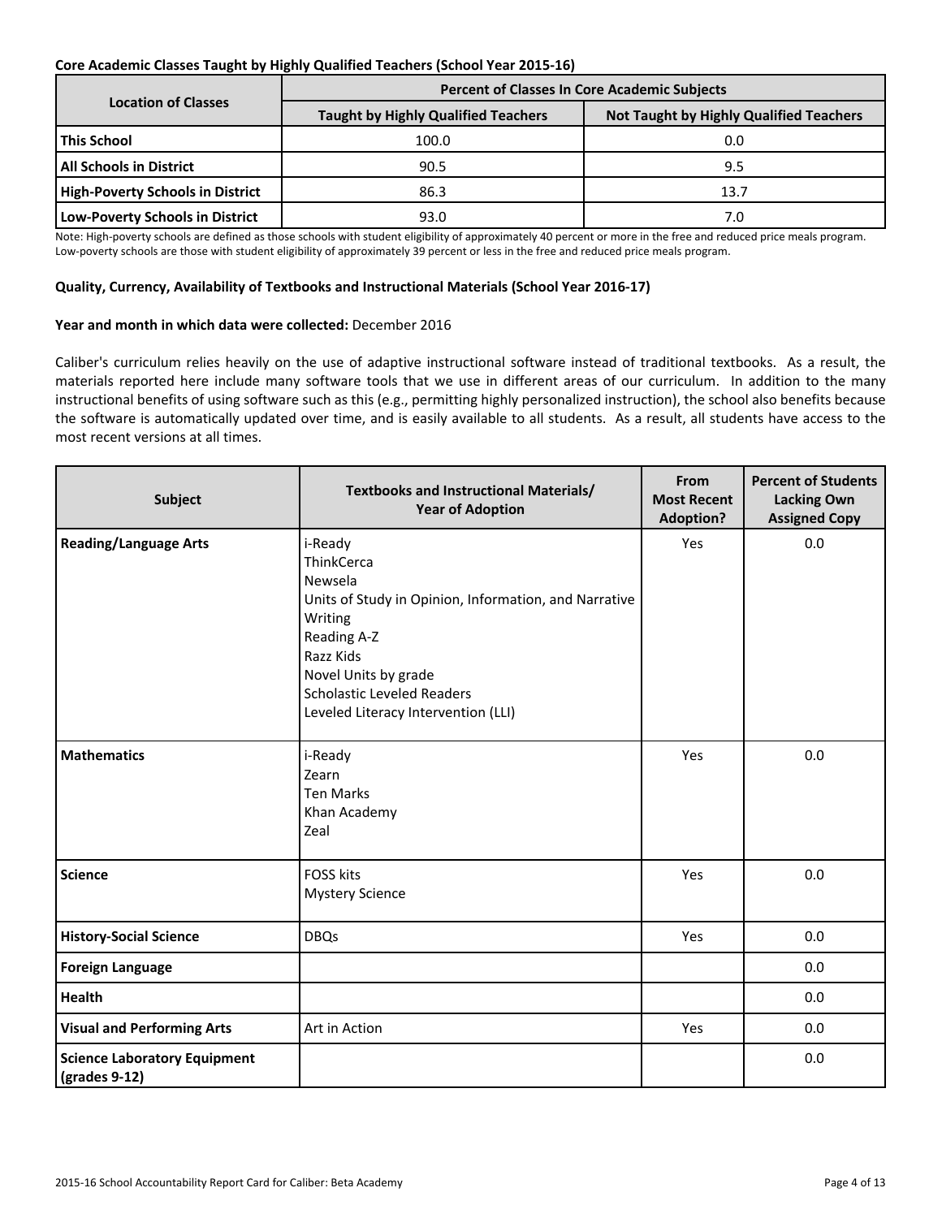**Core Academic Classes Taught by Highly Qualified Teachers (School Year 2015-16)**

| Location of Classes | Percent of Classes In Core Academic Subjects | |
|---|---|---|
| | Taught by Highly Qualified Teachers | Not Taught by Highly Qualified Teachers |
| This School | 100.0 | 0.0 |
| All Schools in District | 90.5 | 9.5 |
| High-Poverty Schools in District | 86.3 | 13.7 |
| Low-Poverty Schools in District | 93.0 | 7.0 |

Note: High-poverty schools are defined as those schools with student eligibility of approximately 40 percent or more in the free and reduced price meals program. Low-poverty schools are those with student eligibility of approximately 39 percent or less in the free and reduced price meals program.

**Quality, Currency, Availability of Textbooks and Instructional Materials (School Year 2016-17)**

**Year and month in which data were collected:** December 2016

Caliber's curriculum relies heavily on the use of adaptive instructional software instead of traditional textbooks. As a result, the materials reported here include many software tools that we use in different areas of our curriculum. In addition to the many instructional benefits of using software such as this (e.g., permitting highly personalized instruction), the school also benefits because the software is automatically updated over time, and is easily available to all students. As a result, all students have access to the most recent versions at all times.

| Subject | Textbooks and Instructional Materials/ Year of Adoption | From Most Recent Adoption? | Percent of Students Lacking Own Assigned Copy |
|---|---|---|---|
| Reading/Language Arts | i-Ready<br>ThinkCerca<br>Newsela<br>Units of Study in Opinion, Information, and Narrative Writing<br>Reading A-Z<br>Razz Kids<br>Novel Units by grade<br>Scholastic Leveled Readers<br>Leveled Literacy Intervention (LLI) | Yes | 0.0 |
| Mathematics | i-Ready<br>Zearn<br>Ten Marks<br>Khan Academy<br>Zeal | Yes | 0.0 |
| Science | FOSS kits<br>Mystery Science | Yes | 0.0 |
| History-Social Science | DBQs | Yes | 0.0 |
| Foreign Language | | | 0.0 |
| Health | | | 0.0 |
| Visual and Performing Arts | Art in Action | Yes | 0.0 |
| Science Laboratory Equipment (grades 9-12) | | | 0.0 |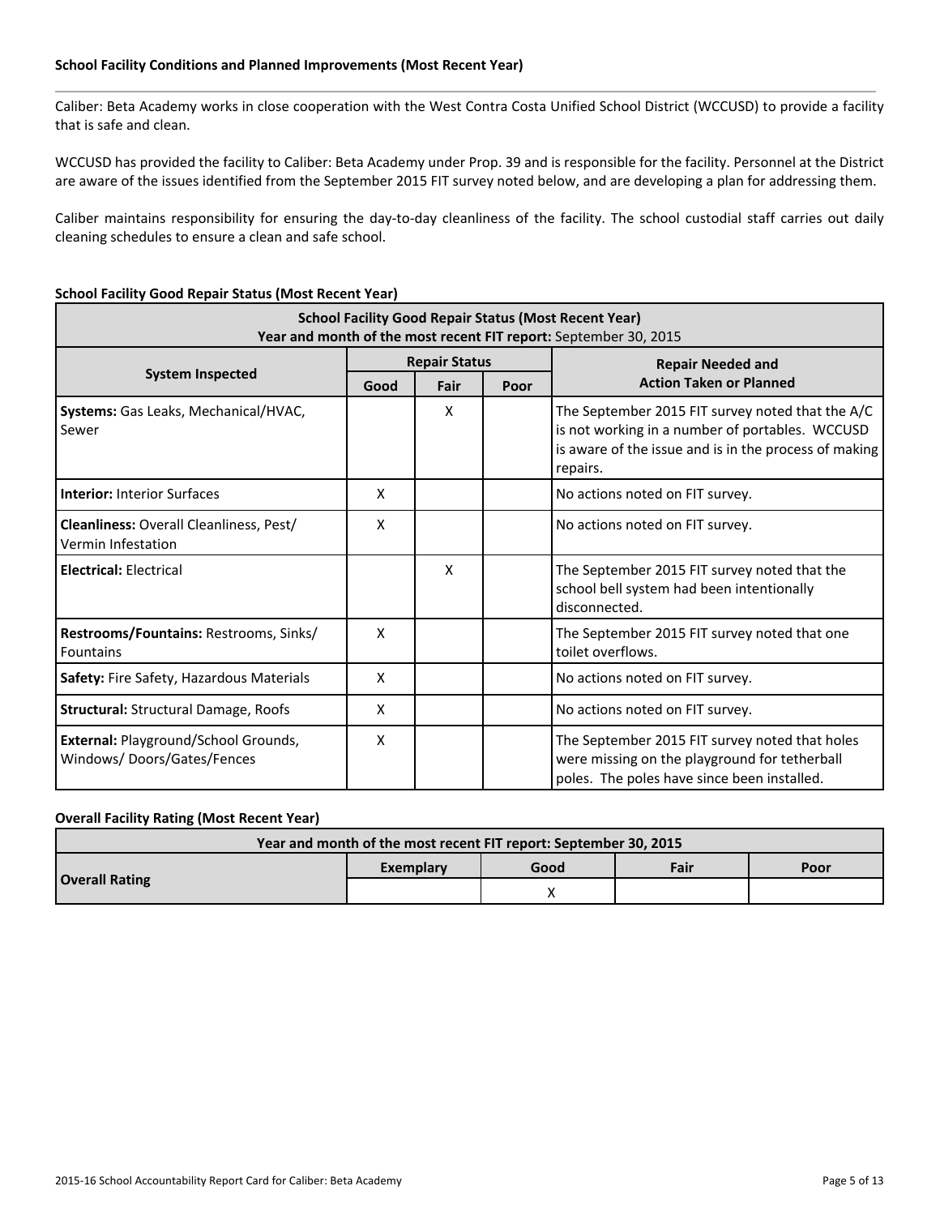### School Facility Conditions and Planned Improvements (Most Recent Year)

Caliber: Beta Academy works in close cooperation with the West Contra Costa Unified School District (WCCUSD) to provide a facility that is safe and clean.

WCCUSD has provided the facility to Caliber: Beta Academy under Prop. 39 and is responsible for the facility. Personnel at the District are aware of the issues identified from the September 2015 FIT survey noted below, and are developing a plan for addressing them.

Caliber maintains responsibility for ensuring the day-to-day cleanliness of the facility. The school custodial staff carries out daily cleaning schedules to ensure a clean and safe school.

### School Facility Good Repair Status (Most Recent Year)

**School Facility Good Repair Status (Most Recent Year)**
**Year and month of the most recent FIT report:** September 30, 2015

| System Inspected | Repair Status | | | Repair Needed and Action Taken or Planned |
|---|---|---|---|---|
| | Good | Fair | Poor | |
| **Systems:** Gas Leaks, Mechanical/HVAC, Sewer | | X | | The September 2015 FIT survey noted that the A/C is not working in a number of portables. WCCUSD is aware of the issue and is in the process of making repairs. |
| **Interior:** Interior Surfaces | X | | | No actions noted on FIT survey. |
| **Cleanliness:** Overall Cleanliness, Pest/ Vermin Infestation | X | | | No actions noted on FIT survey. |
| **Electrical:** Electrical | | X | | The September 2015 FIT survey noted that the school bell system had been intentionally disconnected. |
| **Restrooms/Fountains:** Restrooms, Sinks/ Fountains | X | | | The September 2015 FIT survey noted that one toilet overflows. |
| **Safety:** Fire Safety, Hazardous Materials | X | | | No actions noted on FIT survey. |
| **Structural:** Structural Damage, Roofs | X | | | No actions noted on FIT survey. |
| **External:** Playground/School Grounds, Windows/ Doors/Gates/Fences | X | | | The September 2015 FIT survey noted that holes were missing on the playground for tetherball poles. The poles have since been installed. |

### Overall Facility Rating (Most Recent Year)

**Year and month of the most recent FIT report: September 30, 2015**

| | Exemplary | Good | Fair | Poor |
|---|---|---|---|---|
| **Overall Rating** | | X | | |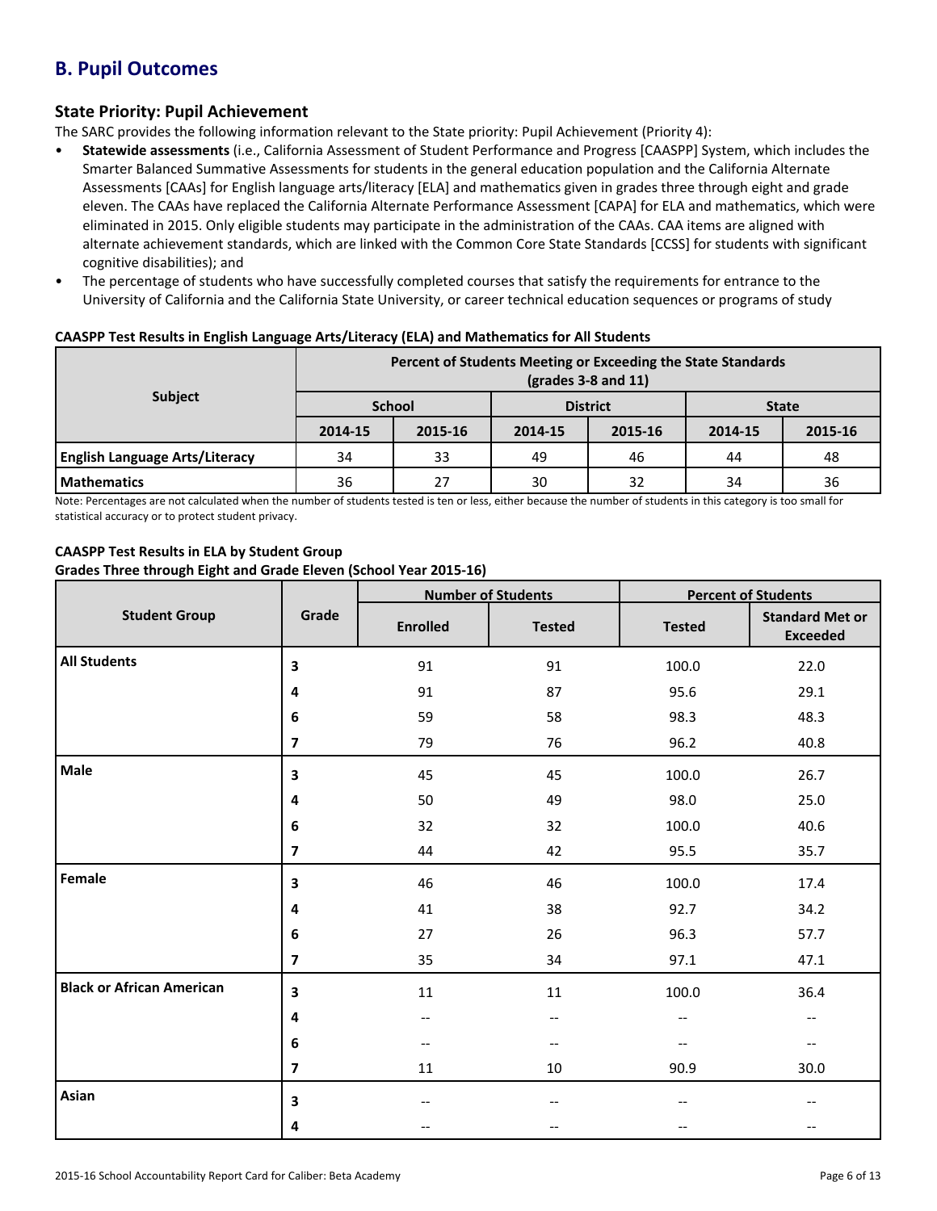## B. Pupil Outcomes

### State Priority: Pupil Achievement

The SARC provides the following information relevant to the State priority: Pupil Achievement (Priority 4):

- **Statewide assessments** (i.e., California Assessment of Student Performance and Progress [CAASPP] System, which includes the Smarter Balanced Summative Assessments for students in the general education population and the California Alternate Assessments [CAAs] for English language arts/literacy [ELA] and mathematics given in grades three through eight and grade eleven. The CAAs have replaced the California Alternate Performance Assessment [CAPA] for ELA and mathematics, which were eliminated in 2015. Only eligible students may participate in the administration of the CAAs. CAA items are aligned with alternate achievement standards, which are linked with the Common Core State Standards [CCSS] for students with significant cognitive disabilities); and
- The percentage of students who have successfully completed courses that satisfy the requirements for entrance to the University of California and the California State University, or career technical education sequences or programs of study

**CAASPP Test Results in English Language Arts/Literacy (ELA) and Mathematics for All Students**

| Subject | Percent of Students Meeting or Exceeding the State Standards (grades 3-8 and 11) | | | | | |
|---|---|---|---|---|---|---|
| | School | | District | | State | |
| | 2014-15 | 2015-16 | 2014-15 | 2015-16 | 2014-15 | 2015-16 |
| **English Language Arts/Literacy** | 34 | 33 | 49 | 46 | 44 | 48 |
| **Mathematics** | 36 | 27 | 30 | 32 | 34 | 36 |

Note: Percentages are not calculated when the number of students tested is ten or less, either because the number of students in this category is too small for statistical accuracy or to protect student privacy.

**CAASPP Test Results in ELA by Student Group**
**Grades Three through Eight and Grade Eleven (School Year 2015-16)**

| Student Group | Grade | Number of Students | | Percent of Students | |
|---|---|---|---|---|---|
| | | Enrolled | Tested | Tested | Standard Met or Exceeded |
| **All Students** | 3 | 91 | 91 | 100.0 | 22.0 |
| | 4 | 91 | 87 | 95.6 | 29.1 |
| | 6 | 59 | 58 | 98.3 | 48.3 |
| | 7 | 79 | 76 | 96.2 | 40.8 |
| **Male** | 3 | 45 | 45 | 100.0 | 26.7 |
| | 4 | 50 | 49 | 98.0 | 25.0 |
| | 6 | 32 | 32 | 100.0 | 40.6 |
| | 7 | 44 | 42 | 95.5 | 35.7 |
| **Female** | 3 | 46 | 46 | 100.0 | 17.4 |
| | 4 | 41 | 38 | 92.7 | 34.2 |
| | 6 | 27 | 26 | 96.3 | 57.7 |
| | 7 | 35 | 34 | 97.1 | 47.1 |
| **Black or African American** | 3 | 11 | 11 | 100.0 | 36.4 |
| | 4 | -- | -- | -- | -- |
| | 6 | -- | -- | -- | -- |
| | 7 | 11 | 10 | 90.9 | 30.0 |
| **Asian** | 3 | -- | -- | -- | -- |
| | 4 | -- | -- | -- | -- |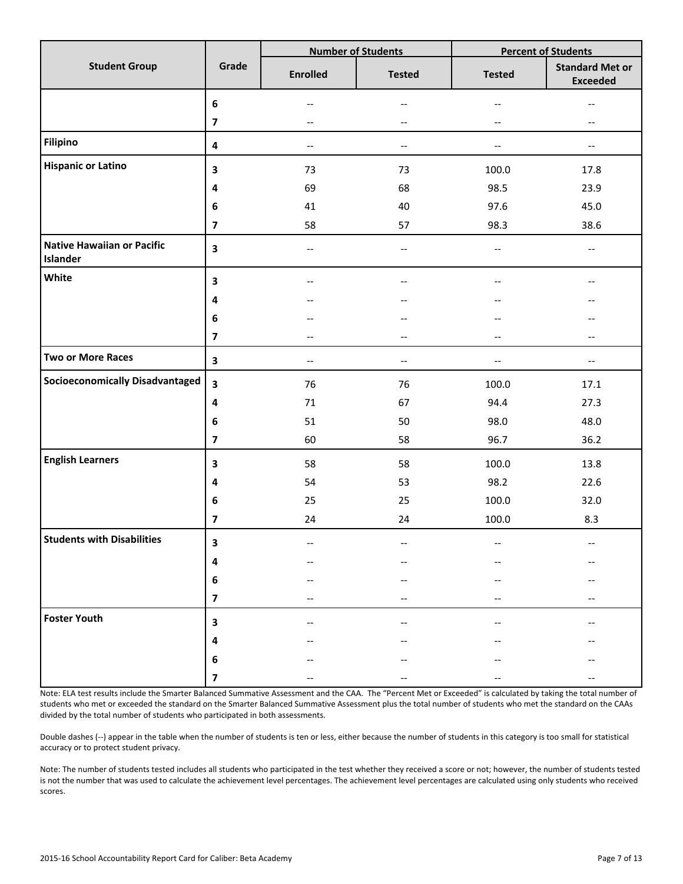| Student Group | Grade | Number of Students | | Percent of Students | |
|---|---|---|---|---|---|
| | | Enrolled | Tested | Tested | Standard Met or Exceeded |
| | 6 | -- | -- | -- | -- |
| | 7 | -- | -- | -- | -- |
| **Filipino** | 4 | -- | -- | -- | -- |
| **Hispanic or Latino** | 3 | 73 | 73 | 100.0 | 17.8 |
| | 4 | 69 | 68 | 98.5 | 23.9 |
| | 6 | 41 | 40 | 97.6 | 45.0 |
| | 7 | 58 | 57 | 98.3 | 38.6 |
| **Native Hawaiian or Pacific Islander** | 3 | -- | -- | -- | -- |
| **White** | 3 | -- | -- | -- | -- |
| | 4 | -- | -- | -- | -- |
| | 6 | -- | -- | -- | -- |
| | 7 | -- | -- | -- | -- |
| **Two or More Races** | 3 | -- | -- | -- | -- |
| **Socioeconomically Disadvantaged** | 3 | 76 | 76 | 100.0 | 17.1 |
| | 4 | 71 | 67 | 94.4 | 27.3 |
| | 6 | 51 | 50 | 98.0 | 48.0 |
| | 7 | 60 | 58 | 96.7 | 36.2 |
| **English Learners** | 3 | 58 | 58 | 100.0 | 13.8 |
| | 4 | 54 | 53 | 98.2 | 22.6 |
| | 6 | 25 | 25 | 100.0 | 32.0 |
| | 7 | 24 | 24 | 100.0 | 8.3 |
| **Students with Disabilities** | 3 | -- | -- | -- | -- |
| | 4 | -- | -- | -- | -- |
| | 6 | -- | -- | -- | -- |
| | 7 | -- | -- | -- | -- |
| **Foster Youth** | 3 | -- | -- | -- | -- |
| | 4 | -- | -- | -- | -- |
| | 6 | -- | -- | -- | -- |
| | 7 | -- | -- | -- | -- |

Note: ELA test results include the Smarter Balanced Summative Assessment and the CAA. The "Percent Met or Exceeded" is calculated by taking the total number of students who met or exceeded the standard on the Smarter Balanced Summative Assessment plus the total number of students who met the standard on the CAAs divided by the total number of students who participated in both assessments.

Double dashes (--) appear in the table when the number of students is ten or less, either because the number of students in this category is too small for statistical accuracy or to protect student privacy.

Note: The number of students tested includes all students who participated in the test whether they received a score or not; however, the number of students tested is not the number that was used to calculate the achievement level percentages. The achievement level percentages are calculated using only students who received scores.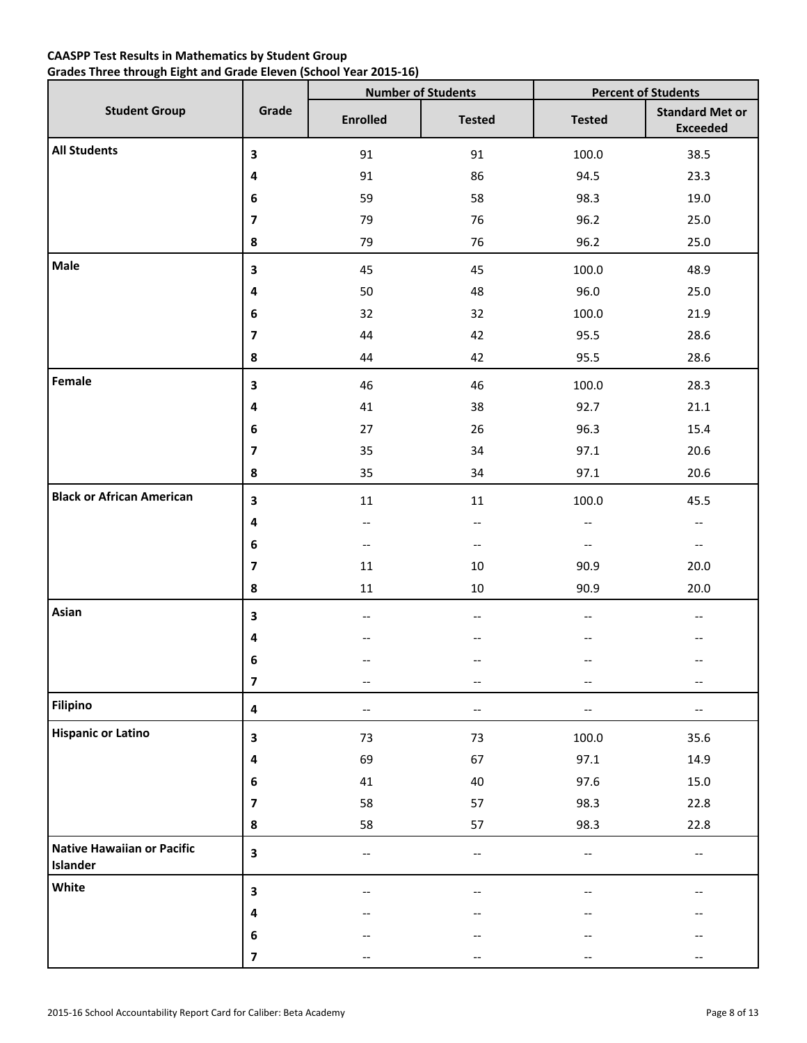**CAASPP Test Results in Mathematics by Student Group**
**Grades Three through Eight and Grade Eleven (School Year 2015-16)**

| Student Group | Grade | Number of Students | | Percent of Students | |
|---|---|---|---|---|---|
| | | Enrolled | Tested | Tested | Standard Met or Exceeded |
| **All Students** | **3** | 91 | 91 | 100.0 | 38.5 |
| | **4** | 91 | 86 | 94.5 | 23.3 |
| | **6** | 59 | 58 | 98.3 | 19.0 |
| | **7** | 79 | 76 | 96.2 | 25.0 |
| | **8** | 79 | 76 | 96.2 | 25.0 |
| **Male** | **3** | 45 | 45 | 100.0 | 48.9 |
| | **4** | 50 | 48 | 96.0 | 25.0 |
| | **6** | 32 | 32 | 100.0 | 21.9 |
| | **7** | 44 | 42 | 95.5 | 28.6 |
| | **8** | 44 | 42 | 95.5 | 28.6 |
| **Female** | **3** | 46 | 46 | 100.0 | 28.3 |
| | **4** | 41 | 38 | 92.7 | 21.1 |
| | **6** | 27 | 26 | 96.3 | 15.4 |
| | **7** | 35 | 34 | 97.1 | 20.6 |
| | **8** | 35 | 34 | 97.1 | 20.6 |
| **Black or African American** | **3** | 11 | 11 | 100.0 | 45.5 |
| | **4** | -- | -- | -- | -- |
| | **6** | -- | -- | -- | -- |
| | **7** | 11 | 10 | 90.9 | 20.0 |
| | **8** | 11 | 10 | 90.9 | 20.0 |
| **Asian** | **3** | -- | -- | -- | -- |
| | **4** | -- | -- | -- | -- |
| | **6** | -- | -- | -- | -- |
| | **7** | -- | -- | -- | -- |
| **Filipino** | **4** | -- | -- | -- | -- |
| **Hispanic or Latino** | **3** | 73 | 73 | 100.0 | 35.6 |
| | **4** | 69 | 67 | 97.1 | 14.9 |
| | **6** | 41 | 40 | 97.6 | 15.0 |
| | **7** | 58 | 57 | 98.3 | 22.8 |
| | **8** | 58 | 57 | 98.3 | 22.8 |
| **Native Hawaiian or Pacific Islander** | **3** | -- | -- | -- | -- |
| **White** | **3** | -- | -- | -- | -- |
| | **4** | -- | -- | -- | -- |
| | **6** | -- | -- | -- | -- |
| | **7** | -- | -- | -- | -- |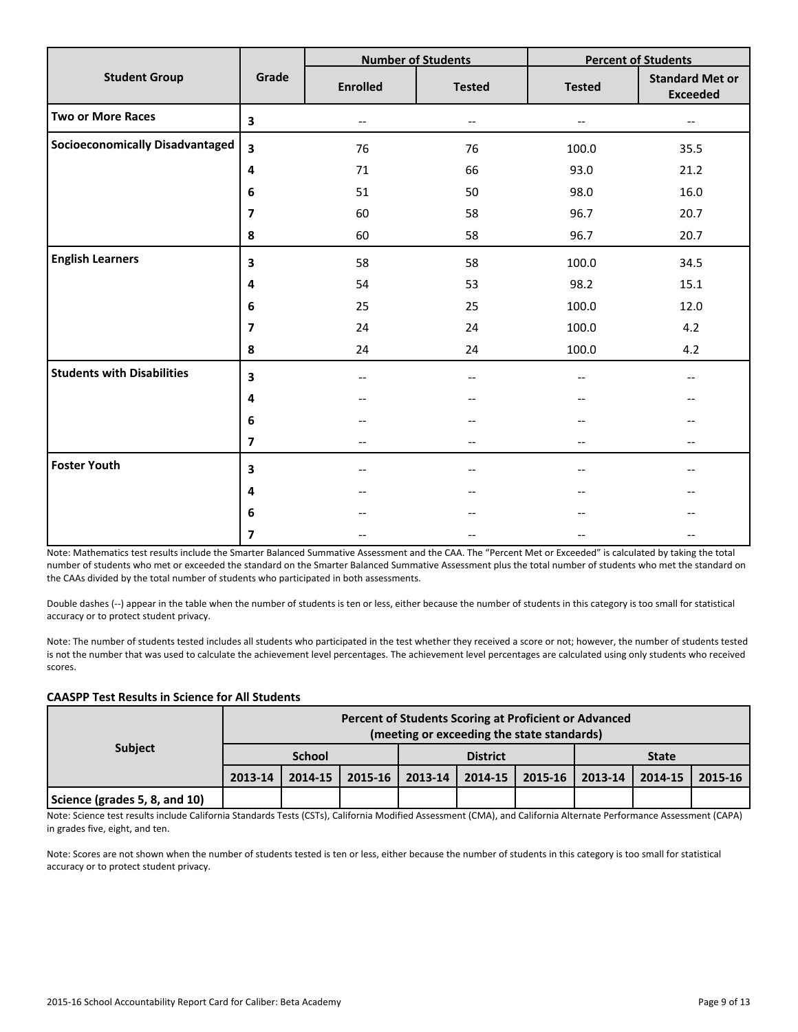| Student Group | Grade | Number of Students | | Percent of Students | |
|---|---|---|---|---|---|
| | | Enrolled | Tested | Tested | Standard Met or Exceeded |
| **Two or More Races** | 3 | -- | -- | -- | -- |
| **Socioeconomically Disadvantaged** | 3 | 76 | 76 | 100.0 | 35.5 |
| | 4 | 71 | 66 | 93.0 | 21.2 |
| | 6 | 51 | 50 | 98.0 | 16.0 |
| | 7 | 60 | 58 | 96.7 | 20.7 |
| | 8 | 60 | 58 | 96.7 | 20.7 |
| **English Learners** | 3 | 58 | 58 | 100.0 | 34.5 |
| | 4 | 54 | 53 | 98.2 | 15.1 |
| | 6 | 25 | 25 | 100.0 | 12.0 |
| | 7 | 24 | 24 | 100.0 | 4.2 |
| | 8 | 24 | 24 | 100.0 | 4.2 |
| **Students with Disabilities** | 3 | -- | -- | -- | -- |
| | 4 | -- | -- | -- | -- |
| | 6 | -- | -- | -- | -- |
| | 7 | -- | -- | -- | -- |
| **Foster Youth** | 3 | -- | -- | -- | -- |
| | 4 | -- | -- | -- | -- |
| | 6 | -- | -- | -- | -- |
| | 7 | -- | -- | -- | -- |

Note: Mathematics test results include the Smarter Balanced Summative Assessment and the CAA. The "Percent Met or Exceeded" is calculated by taking the total number of students who met or exceeded the standard on the Smarter Balanced Summative Assessment plus the total number of students who met the standard on the CAAs divided by the total number of students who participated in both assessments.

Double dashes (--) appear in the table when the number of students is ten or less, either because the number of students in this category is too small for statistical accuracy or to protect student privacy.

Note: The number of students tested includes all students who participated in the test whether they received a score or not; however, the number of students tested is not the number that was used to calculate the achievement level percentages. The achievement level percentages are calculated using only students who received scores.

**CAASPP Test Results in Science for All Students**

| Subject | Percent of Students Scoring at Proficient or Advanced (meeting or exceeding the state standards) | | | | | | | | |
|---|---|---|---|---|---|---|---|---|---|
| | School | | | District | | | State | | |
| | 2013-14 | 2014-15 | 2015-16 | 2013-14 | 2014-15 | 2015-16 | 2013-14 | 2014-15 | 2015-16 |
| Science (grades 5, 8, and 10) | | | | | | | | | |

Note: Science test results include California Standards Tests (CSTs), California Modified Assessment (CMA), and California Alternate Performance Assessment (CAPA) in grades five, eight, and ten.

Note: Scores are not shown when the number of students tested is ten or less, either because the number of students in this category is too small for statistical accuracy or to protect student privacy.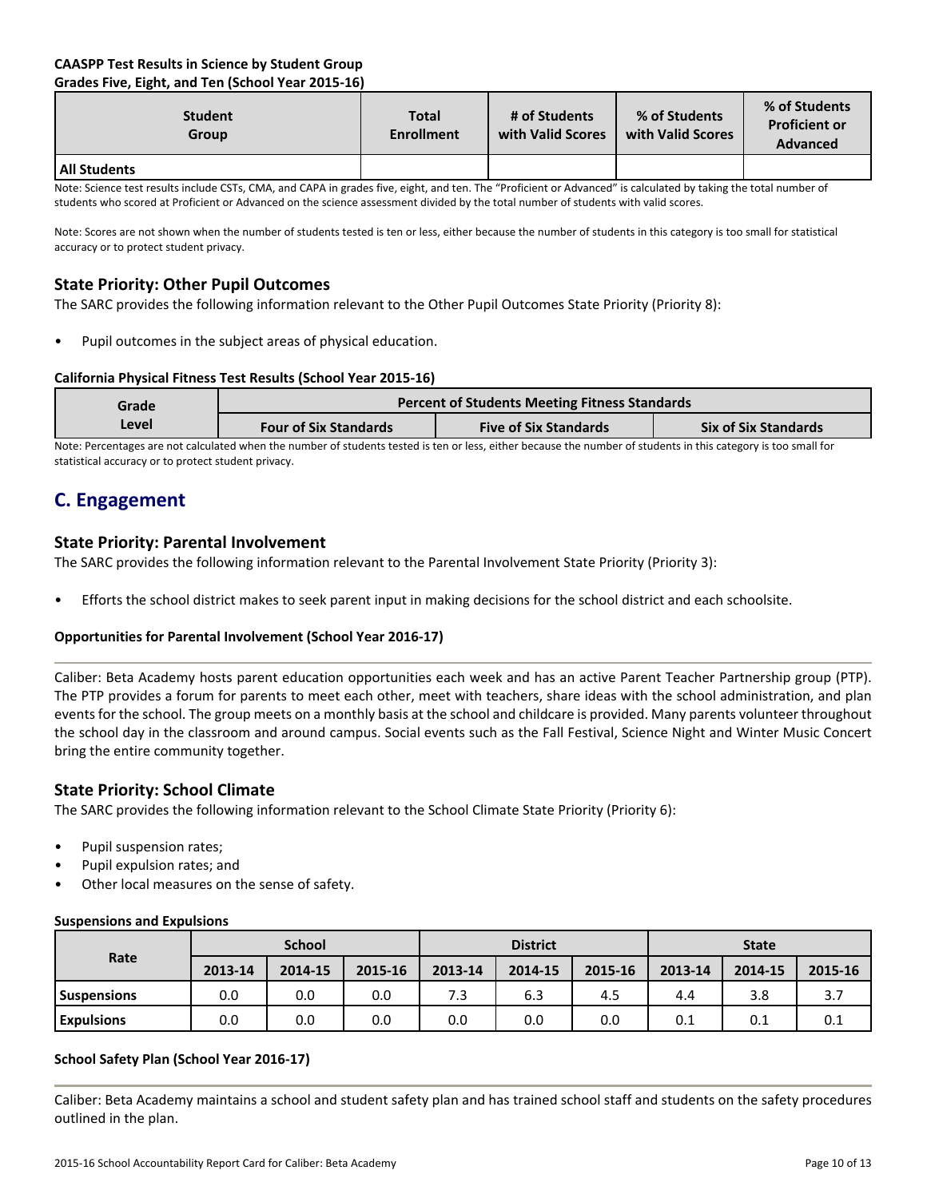**CAASPP Test Results in Science by Student Group**
**Grades Five, Eight, and Ten (School Year 2015-16)**

| Student Group | Total Enrollment | # of Students with Valid Scores | % of Students with Valid Scores | % of Students Proficient or Advanced |
|---|---|---|---|---|
| **All Students** | | | | |

Note: Science test results include CSTs, CMA, and CAPA in grades five, eight, and ten. The "Proficient or Advanced" is calculated by taking the total number of students who scored at Proficient or Advanced on the science assessment divided by the total number of students with valid scores.

Note: Scores are not shown when the number of students tested is ten or less, either because the number of students in this category is too small for statistical accuracy or to protect student privacy.

### State Priority: Other Pupil Outcomes

The SARC provides the following information relevant to the Other Pupil Outcomes State Priority (Priority 8):

- Pupil outcomes in the subject areas of physical education.

**California Physical Fitness Test Results (School Year 2015-16)**

| Grade Level | Percent of Students Meeting Fitness Standards | | |
|---|---|---|---|
| | Four of Six Standards | Five of Six Standards | Six of Six Standards |

Note: Percentages are not calculated when the number of students tested is ten or less, either because the number of students in this category is too small for statistical accuracy or to protect student privacy.

## C. Engagement

### State Priority: Parental Involvement

The SARC provides the following information relevant to the Parental Involvement State Priority (Priority 3):

- Efforts the school district makes to seek parent input in making decisions for the school district and each schoolsite.

**Opportunities for Parental Involvement (School Year 2016-17)**

Caliber: Beta Academy hosts parent education opportunities each week and has an active Parent Teacher Partnership group (PTP). The PTP provides a forum for parents to meet each other, meet with teachers, share ideas with the school administration, and plan events for the school. The group meets on a monthly basis at the school and childcare is provided. Many parents volunteer throughout the school day in the classroom and around campus. Social events such as the Fall Festival, Science Night and Winter Music Concert bring the entire community together.

### State Priority: School Climate

The SARC provides the following information relevant to the School Climate State Priority (Priority 6):

- Pupil suspension rates;
- Pupil expulsion rates; and
- Other local measures on the sense of safety.

**Suspensions and Expulsions**

| Rate | School | | | District | | | State | | |
|---|---|---|---|---|---|---|---|---|---|
| | 2013-14 | 2014-15 | 2015-16 | 2013-14 | 2014-15 | 2015-16 | 2013-14 | 2014-15 | 2015-16 |
| **Suspensions** | 0.0 | 0.0 | 0.0 | 7.3 | 6.3 | 4.5 | 4.4 | 3.8 | 3.7 |
| **Expulsions** | 0.0 | 0.0 | 0.0 | 0.0 | 0.0 | 0.0 | 0.1 | 0.1 | 0.1 |

**School Safety Plan (School Year 2016-17)**

Caliber: Beta Academy maintains a school and student safety plan and has trained school staff and students on the safety procedures outlined in the plan.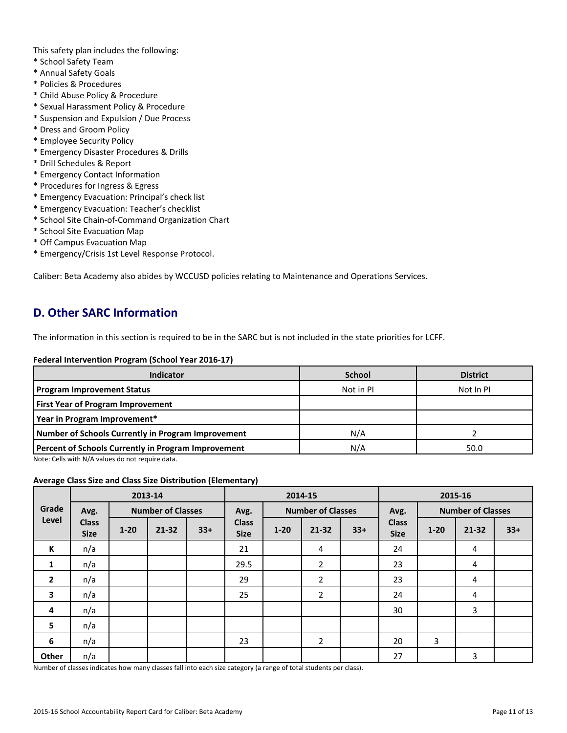This safety plan includes the following:

* School Safety Team
* Annual Safety Goals
* Policies & Procedures
* Child Abuse Policy & Procedure
* Sexual Harassment Policy & Procedure
* Suspension and Expulsion / Due Process
* Dress and Groom Policy
* Employee Security Policy
* Emergency Disaster Procedures & Drills
* Drill Schedules & Report
* Emergency Contact Information
* Procedures for Ingress & Egress
* Emergency Evacuation: Principal's check list
* Emergency Evacuation: Teacher's checklist
* School Site Chain-of-Command Organization Chart
* School Site Evacuation Map
* Off Campus Evacuation Map
* Emergency/Crisis 1st Level Response Protocol.

Caliber: Beta Academy also abides by WCCUSD policies relating to Maintenance and Operations Services.

## D. Other SARC Information

The information in this section is required to be in the SARC but is not included in the state priorities for LCFF.

**Federal Intervention Program (School Year 2016-17)**

| Indicator | School | District |
|---|---|---|
| **Program Improvement Status** | Not in PI | Not In PI |
| **First Year of Program Improvement** | | |
| **Year in Program Improvement*** | | |
| **Number of Schools Currently in Program Improvement** | N/A | 2 |
| **Percent of Schools Currently in Program Improvement** | N/A | 50.0 |

Note: Cells with N/A values do not require data.

**Average Class Size and Class Size Distribution (Elementary)**

| Grade Level | 2013-14 | | | | 2014-15 | | | | 2015-16 | | | |
|---|---|---|---|---|---|---|---|---|---|---|---|---|
| | Avg. Class Size | Number of Classes | | | Avg. Class Size | Number of Classes | | | Avg. Class Size | Number of Classes | | |
| | | 1-20 | 21-32 | 33+ | | 1-20 | 21-32 | 33+ | | 1-20 | 21-32 | 33+ |
| **K** | n/a | | | | 21 | | 4 | | 24 | | 4 | |
| **1** | n/a | | | | 29.5 | | 2 | | 23 | | 4 | |
| **2** | n/a | | | | 29 | | 2 | | 23 | | 4 | |
| **3** | n/a | | | | 25 | | 2 | | 24 | | 4 | |
| **4** | n/a | | | | | | | | 30 | | 3 | |
| **5** | n/a | | | | | | | | | | | |
| **6** | n/a | | | | 23 | | 2 | | 20 | 3 | | |
| **Other** | n/a | | | | | | | | 27 | | 3 | |

Number of classes indicates how many classes fall into each size category (a range of total students per class).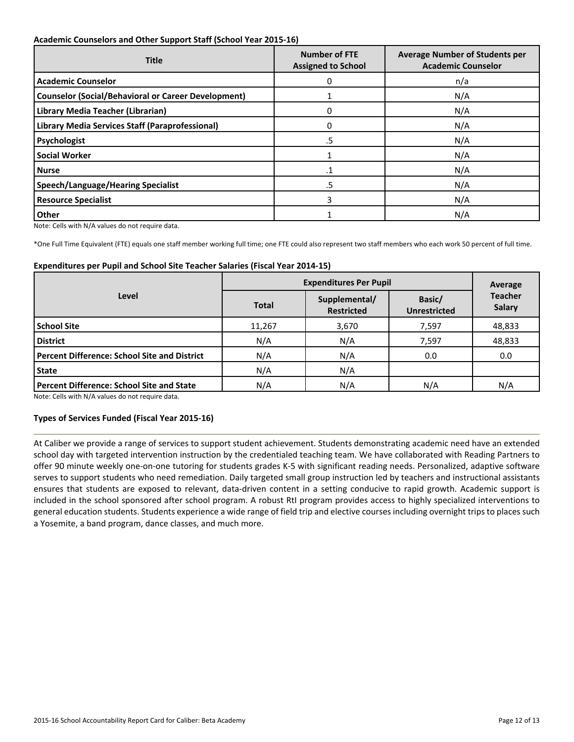**Academic Counselors and Other Support Staff (School Year 2015-16)**

| Title | Number of FTE Assigned to School | Average Number of Students per Academic Counselor |
|---|---|---|
| Academic Counselor | 0 | n/a |
| Counselor (Social/Behavioral or Career Development) | 1 | N/A |
| Library Media Teacher (Librarian) | 0 | N/A |
| Library Media Services Staff (Paraprofessional) | 0 | N/A |
| Psychologist | .5 | N/A |
| Social Worker | 1 | N/A |
| Nurse | .1 | N/A |
| Speech/Language/Hearing Specialist | .5 | N/A |
| Resource Specialist | 3 | N/A |
| Other | 1 | N/A |

Note: Cells with N/A values do not require data.

*One Full Time Equivalent (FTE) equals one staff member working full time; one FTE could also represent two staff members who each work 50 percent of full time.

**Expenditures per Pupil and School Site Teacher Salaries (Fiscal Year 2014-15)**

| Level | Expenditures Per Pupil | | | Average Teacher Salary |
|---|---|---|---|---|
| | Total | Supplemental/ Restricted | Basic/ Unrestricted | |
| School Site | 11,267 | 3,670 | 7,597 | 48,833 |
| District | N/A | N/A | 7,597 | 48,833 |
| Percent Difference: School Site and District | N/A | N/A | 0.0 | 0.0 |
| State | N/A | N/A | | |
| Percent Difference: School Site and State | N/A | N/A | N/A | N/A |

Note: Cells with N/A values do not require data.

**Types of Services Funded (Fiscal Year 2015-16)**

At Caliber we provide a range of services to support student achievement. Students demonstrating academic need have an extended school day with targeted intervention instruction by the credentialed teaching team. We have collaborated with Reading Partners to offer 90 minute weekly one-on-one tutoring for students grades K-5 with significant reading needs. Personalized, adaptive software serves to support students who need remediation. Daily targeted small group instruction led by teachers and instructional assistants ensures that students are exposed to relevant, data-driven content in a setting conducive to rapid growth. Academic support is included in the school sponsored after school program. A robust RtI program provides access to highly specialized interventions to general education students. Students experience a wide range of field trip and elective courses including overnight trips to places such a Yosemite, a band program, dance classes, and much more.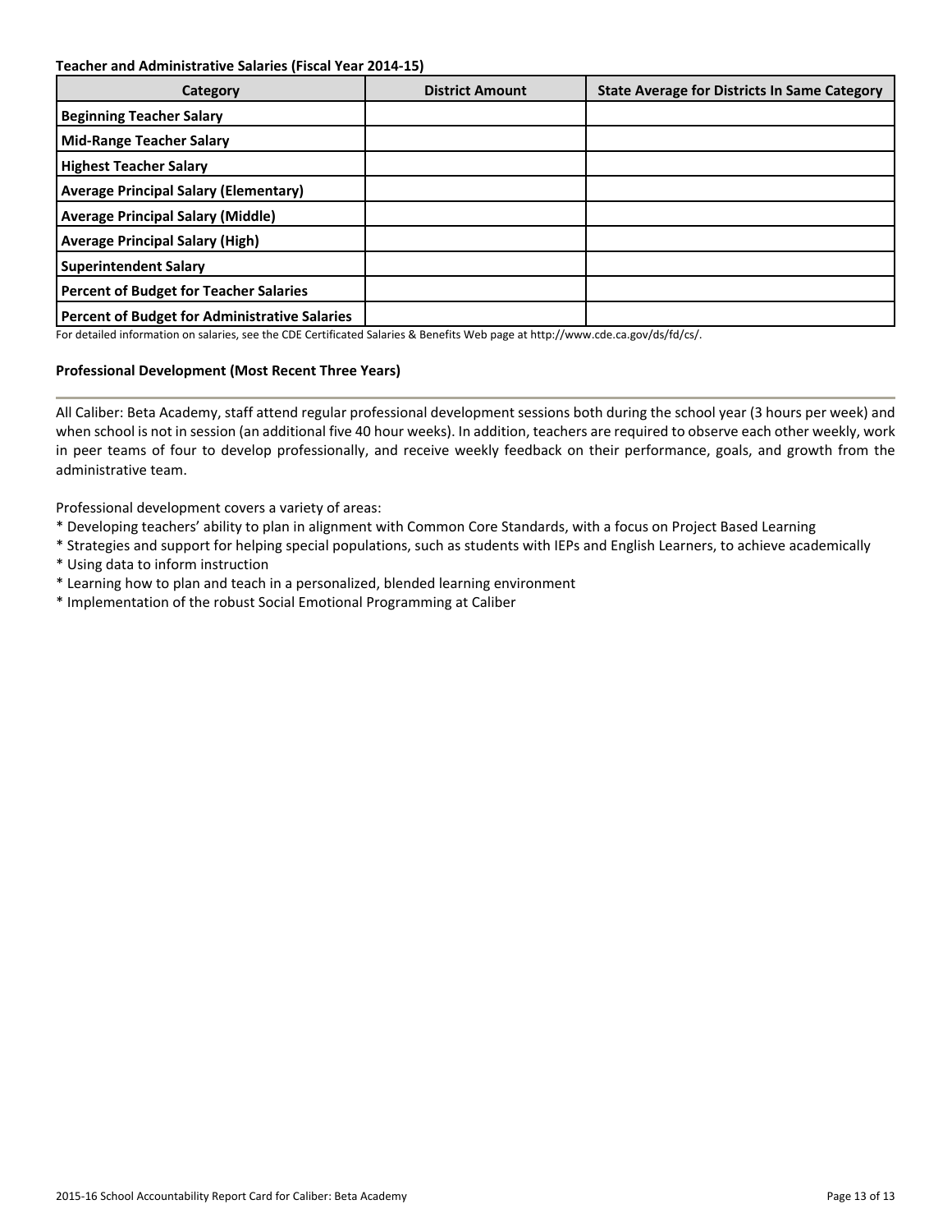**Teacher and Administrative Salaries (Fiscal Year 2014-15)**

| Category | District Amount | State Average for Districts In Same Category |
|---|---|---|
| **Beginning Teacher Salary** | | |
| **Mid-Range Teacher Salary** | | |
| **Highest Teacher Salary** | | |
| **Average Principal Salary (Elementary)** | | |
| **Average Principal Salary (Middle)** | | |
| **Average Principal Salary (High)** | | |
| **Superintendent Salary** | | |
| **Percent of Budget for Teacher Salaries** | | |
| **Percent of Budget for Administrative Salaries** | | |

For detailed information on salaries, see the CDE Certificated Salaries & Benefits Web page at http://www.cde.ca.gov/ds/fd/cs/.

**Professional Development (Most Recent Three Years)**

All Caliber: Beta Academy, staff attend regular professional development sessions both during the school year (3 hours per week) and when school is not in session (an additional five 40 hour weeks). In addition, teachers are required to observe each other weekly, work in peer teams of four to develop professionally, and receive weekly feedback on their performance, goals, and growth from the administrative team.

Professional development covers a variety of areas:
* Developing teachers' ability to plan in alignment with Common Core Standards, with a focus on Project Based Learning
* Strategies and support for helping special populations, such as students with IEPs and English Learners, to achieve academically
* Using data to inform instruction
* Learning how to plan and teach in a personalized, blended learning environment
* Implementation of the robust Social Emotional Programming at Caliber